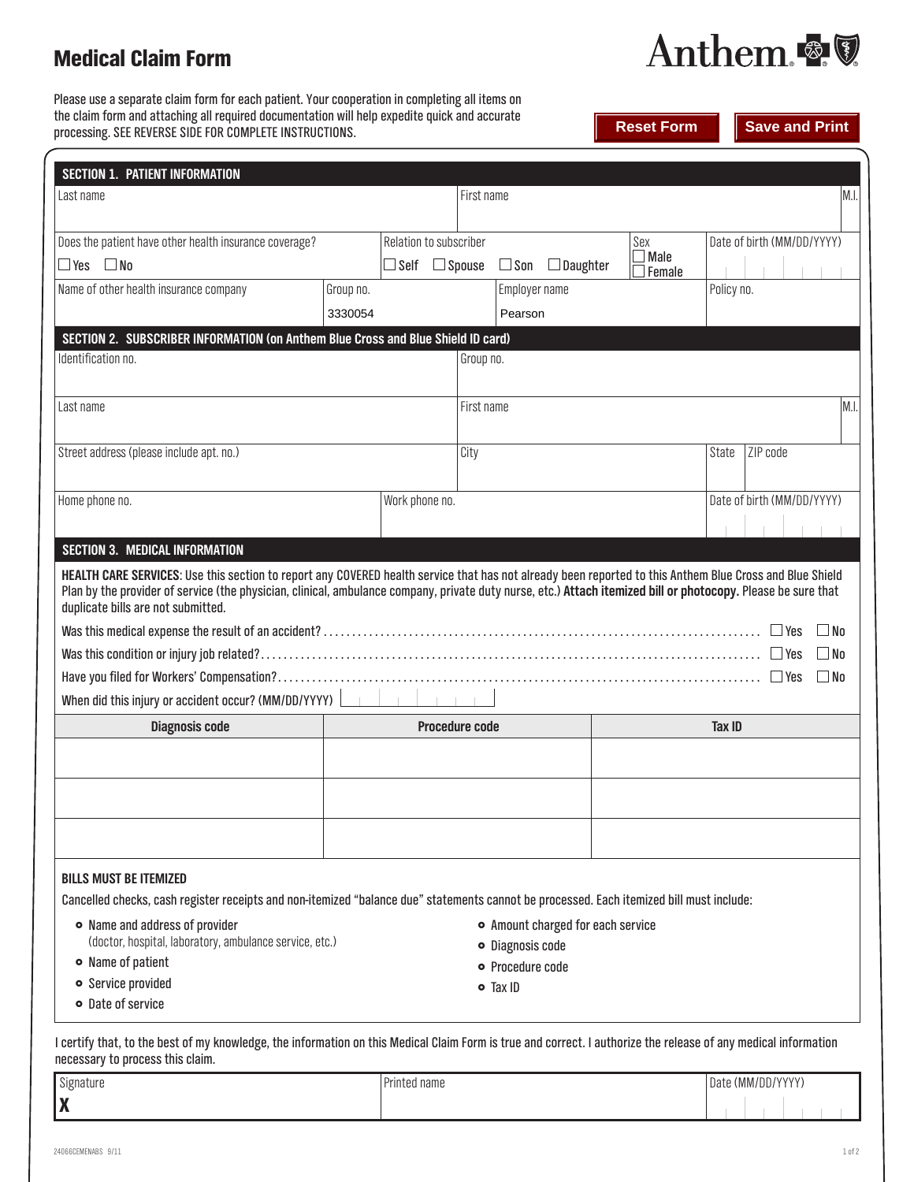# Medical Claim Form

**Anthem**

Please use a separate claim form for each patient. Your cooperation in completing all items on the claim form and attaching all required documentation will help expedite quick and accurate processing. SEE REVERSE SIDE FOR COMPLETE INSTRUCTIONS.

Reset Form | Save and Print

## SECTION 1. PATIENT INFORMATION

| Last name | First name | M.I. |
|---|---|---|
| | | |

| Does the patient have other health insurance coverage? | Relation to subscriber | Sex | Date of birth (MM/DD/YYYY) |
|---|---|---|---|
| ☐ Yes ☐ No | ☐ Self ☐ Spouse ☐ Son ☐ Daughter | ☐ Male ☐ Female | |

| Name of other health insurance company | Group no. | Employer name | Policy no. |
|---|---|---|---|
| | 3330054 | Pearson | |

## SECTION 2. SUBSCRIBER INFORMATION (on Anthem Blue Cross and Blue Shield ID card)

| Identification no. | Group no. |
|---|---|
| | |

| Last name | First name | M.I. |
|---|---|---|
| | | |

| Street address (please include apt. no.) | City | State | ZIP code |
|---|---|---|---|
| | | | |

| Home phone no. | Work phone no. | Date of birth (MM/DD/YYYY) |
|---|---|---|
| | | |

## SECTION 3. MEDICAL INFORMATION

**HEALTH CARE SERVICES**: Use this section to report any COVERED health service that has not already been reported to this Anthem Blue Cross and Blue Shield Plan by the provider of service (the physician, clinical, ambulance company, private duty nurse, etc.) **Attach itemized bill or photocopy.** Please be sure that duplicate bills are not submitted.

Was this medical expense the result of an accident? ☐ Yes ☐ No

Was this condition or injury job related? ☐ Yes ☐ No

Have you filed for Workers' Compensation? ☐ Yes ☐ No

When did this injury or accident occur? (MM/DD/YYYY)

| Diagnosis code | Procedure code | Tax ID |
|---|---|---|
| | | |
| | | |
| | | |

**BILLS MUST BE ITEMIZED**

Cancelled checks, cash register receipts and non-itemized "balance due" statements cannot be processed. Each itemized bill must include:

- Name and address of provider (doctor, hospital, laboratory, ambulance service, etc.)
- Name of patient
- Service provided
- Date of service
- Amount charged for each service
- Diagnosis code
- Procedure code
- Tax ID

I certify that, to the best of my knowledge, the information on this Medical Claim Form is true and correct. I authorize the release of any medical information necessary to process this claim.

| Signature | Printed name | Date (MM/DD/YYYY) |
|---|---|---|
| **X** | | |

24066CEMENABS 9/11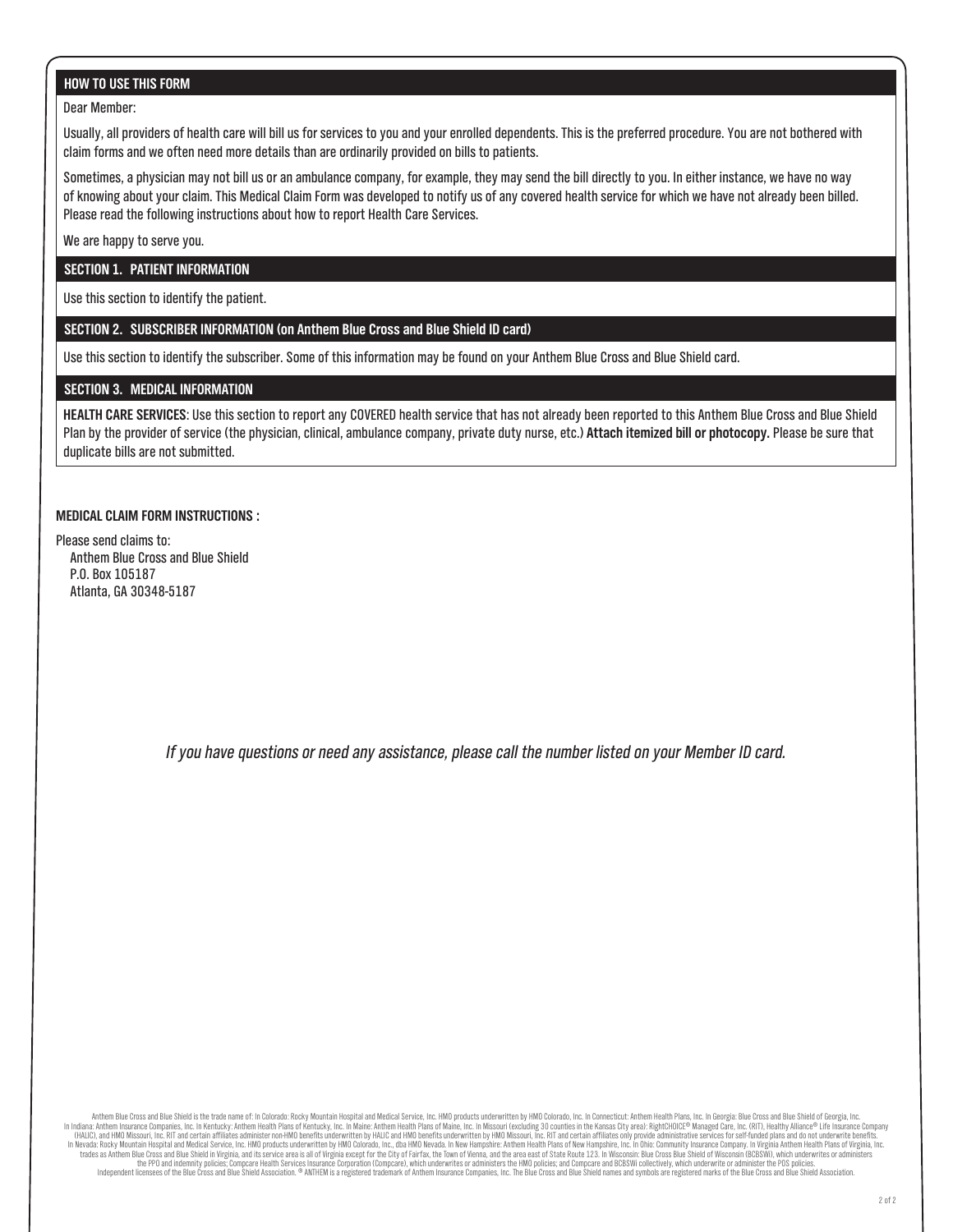## HOW TO USE THIS FORM

Dear Member:

Usually, all providers of health care will bill us for services to you and your enrolled dependents. This is the preferred procedure. You are not bothered with claim forms and we often need more details than are ordinarily provided on bills to patients.

Sometimes, a physician may not bill us or an ambulance company, for example, they may send the bill directly to you. In either instance, we have no way of knowing about your claim. This Medical Claim Form was developed to notify us of any covered health service for which we have not already been billed. Please read the following instructions about how to report Health Care Services.

We are happy to serve you.

## SECTION 1. PATIENT INFORMATION

Use this section to identify the patient.

## SECTION 2. SUBSCRIBER INFORMATION (on Anthem Blue Cross and Blue Shield ID card)

Use this section to identify the subscriber. Some of this information may be found on your Anthem Blue Cross and Blue Shield card.

## SECTION 3. MEDICAL INFORMATION

**HEALTH CARE SERVICES**: Use this section to report any COVERED health service that has not already been reported to this Anthem Blue Cross and Blue Shield Plan by the provider of service (the physician, clinical, ambulance company, private duty nurse, etc.) **Attach itemized bill or photocopy.** Please be sure that duplicate bills are not submitted.

**MEDICAL CLAIM FORM INSTRUCTIONS :**

Please send claims to:
Anthem Blue Cross and Blue Shield
P.O. Box 105187
Atlanta, GA 30348-5187

*If you have questions or need any assistance, please call the number listed on your Member ID card.*

Anthem Blue Cross and Blue Shield is the trade name of: In Colorado: Rocky Mountain Hospital and Medical Service, Inc. HMO products underwritten by HMO Colorado, Inc. In Connecticut: Anthem Health Plans, Inc. In Georgia: Blue Cross and Blue Shield of Georgia, Inc. In Indiana: Anthem Insurance Companies, Inc. In Kentucky: Anthem Health Plans of Kentucky, Inc. In Maine: Anthem Health Plans of Maine, Inc. In Missouri (excluding 30 counties in the Kansas City area): RightCHOICE® Managed Care, Inc. (RIT), Healthy Alliance® Life Insurance Company (HALIC), and HMO Missouri, Inc. RIT and certain affiliates administer non-HMO benefits underwritten by HALIC and HMO benefits underwritten by HMO Missouri, Inc. RIT and certain affiliates only provide administrative services for self-funded plans and do not underwrite benefits. In Nevada: Rocky Mountain Hospital and Medical Service, Inc. HMO products underwritten by HMO Colorado, Inc., dba HMO Nevada. In New Hampshire: Anthem Health Plans of New Hampshire, Inc. In Ohio: Community Insurance Company. In Virginia Anthem Health Plans of Virginia, Inc. trades as Anthem Blue Cross and Blue Shield in Virginia, and its service area is all of Virginia except for the City of Fairfax, the Town of Vienna, and the area east of State Route 123. In Wisconsin: Blue Cross Blue Shield of Wisconsin (BCBSWi), which underwrites or administers the PPO and indemnity policies; Compcare Health Services Insurance Corporation (Compcare), which underwrites or administers the HMO policies; and Compcare and BCBSWi collectively, which underwrite or administer the POS policies. Independent licensees of the Blue Cross and Blue Shield Association. ® ANTHEM is a registered trademark of Anthem Insurance Companies, Inc. The Blue Cross and Blue Shield names and symbols are registered marks of the Blue Cross and Blue Shield Association.